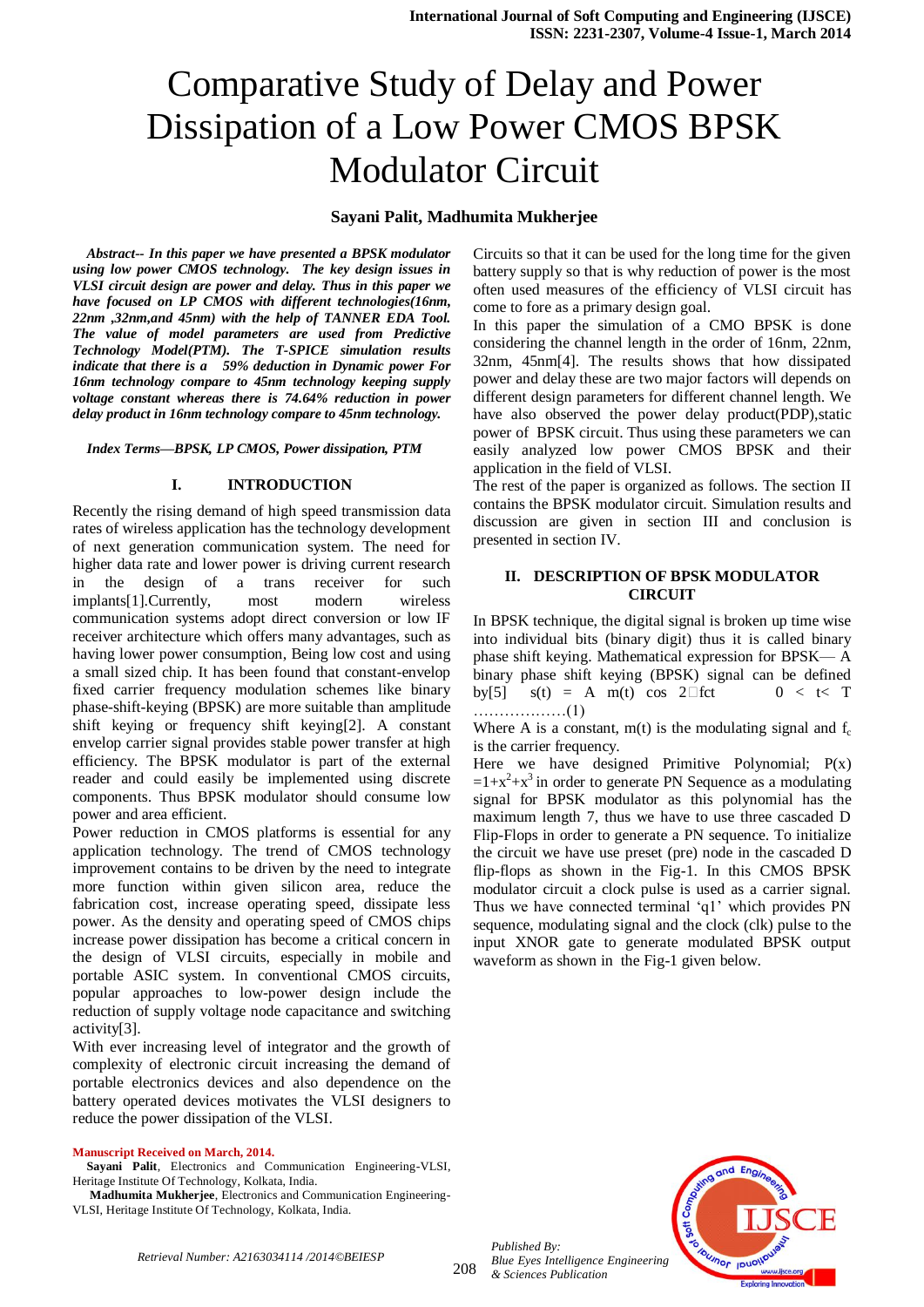# Comparative Study of Delay and Power Dissipation of a Low Power CMOS BPSK Modulator Circuit

**Sayani Palit, Madhumita Mukherjee**

***Abstract*-- In this paper we have presented a BPSK modulator using low power CMOS technology. The key design issues in VLSI circuit design are power and delay. Thus in this paper we have focused on LP CMOS with different technologies(16nm, 22nm ,32nm,and 45nm) with the help of TANNER EDA Tool. The value of model parameters are used from Predictive Technology Model(PTM). The T-SPICE simulation results indicate that there is a 59% deduction in Dynamic power For 16nm technology compare to 45nm technology keeping supply voltage constant whereas there is 74.64% reduction in power delay product in 16nm technology compare to 45nm technology.***

***Index Terms*—BPSK, LP CMOS, Power dissipation, PTM**

## I. INTRODUCTION

Recently the rising demand of high speed transmission data rates of wireless application has the technology development of next generation communication system. The need for higher data rate and lower power is driving current research in the design of a trans receiver for such implants[1].Currently, most modern wireless communication systems adopt direct conversion or low IF receiver architecture which offers many advantages, such as having lower power consumption, Being low cost and using a small sized chip. It has been found that constant-envelop fixed carrier frequency modulation schemes like binary phase-shift-keying (BPSK) are more suitable than amplitude shift keying or frequency shift keying[2]. A constant envelop carrier signal provides stable power transfer at high efficiency. The BPSK modulator is part of the external reader and could easily be implemented using discrete components. Thus BPSK modulator should consume low power and area efficient.

Power reduction in CMOS platforms is essential for any application technology. The trend of CMOS technology improvement contains to be driven by the need to integrate more function within given silicon area, reduce the fabrication cost, increase operating speed, dissipate less power. As the density and operating speed of CMOS chips increase power dissipation has become a critical concern in the design of VLSI circuits, especially in mobile and portable ASIC system. In conventional CMOS circuits, popular approaches to low-power design include the reduction of supply voltage node capacitance and switching activity[3].

With ever increasing level of integrator and the growth of complexity of electronic circuit increasing the demand of portable electronics devices and also dependence on the battery operated devices motivates the VLSI designers to reduce the power dissipation of the VLSI.

Circuits so that it can be used for the long time for the given battery supply so that is why reduction of power is the most often used measures of the efficiency of VLSI circuit has come to fore as a primary design goal.

In this paper the simulation of a CMO BPSK is done considering the channel length in the order of 16nm, 22nm, 32nm, 45nm[4]. The results shows that how dissipated power and delay these are two major factors will depends on different design parameters for different channel length. We have also observed the power delay product(PDP),static power of BPSK circuit. Thus using these parameters we can easily analyzed low power CMOS BPSK and their application in the field of VLSI.

The rest of the paper is organized as follows. The section II contains the BPSK modulator circuit. Simulation results and discussion are given in section III and conclusion is presented in section IV.

## II. DESCRIPTION OF BPSK MODULATOR CIRCUIT

In BPSK technique, the digital signal is broken up time wise into individual bits (binary digit) thus it is called binary phase shift keying. Mathematical expression for BPSK— A binary phase shift keying (BPSK) signal can be defined by[5] $s(t) = A\ m(t)\ \cos\ 2\pi f_c t \quad 0 < t < T$ ………………(1)

Where A is a constant, m(t) is the modulating signal and $f_c$ is the carrier frequency.

Here we have designed Primitive Polynomial; $P(x) = 1+x^2+x^3$ in order to generate PN Sequence as a modulating signal for BPSK modulator as this polynomial has the maximum length 7, thus we have to use three cascaded D Flip-Flops in order to generate a PN sequence. To initialize the circuit we have use preset (pre) node in the cascaded D flip-flops as shown in the Fig-1. In this CMOS BPSK modulator circuit a clock pulse is used as a carrier signal. Thus we have connected terminal 'q1' which provides PN sequence, modulating signal and the clock (clk) pulse to the input XNOR gate to generate modulated BPSK output waveform as shown in the Fig-1 given below.

**Manuscript Received on March, 2014.**

**Sayani Palit**, Electronics and Communication Engineering-VLSI, Heritage Institute Of Technology, Kolkata, India.

**Madhumita Mukherjee**, Electronics and Communication Engineering-VLSI, Heritage Institute Of Technology, Kolkata, India.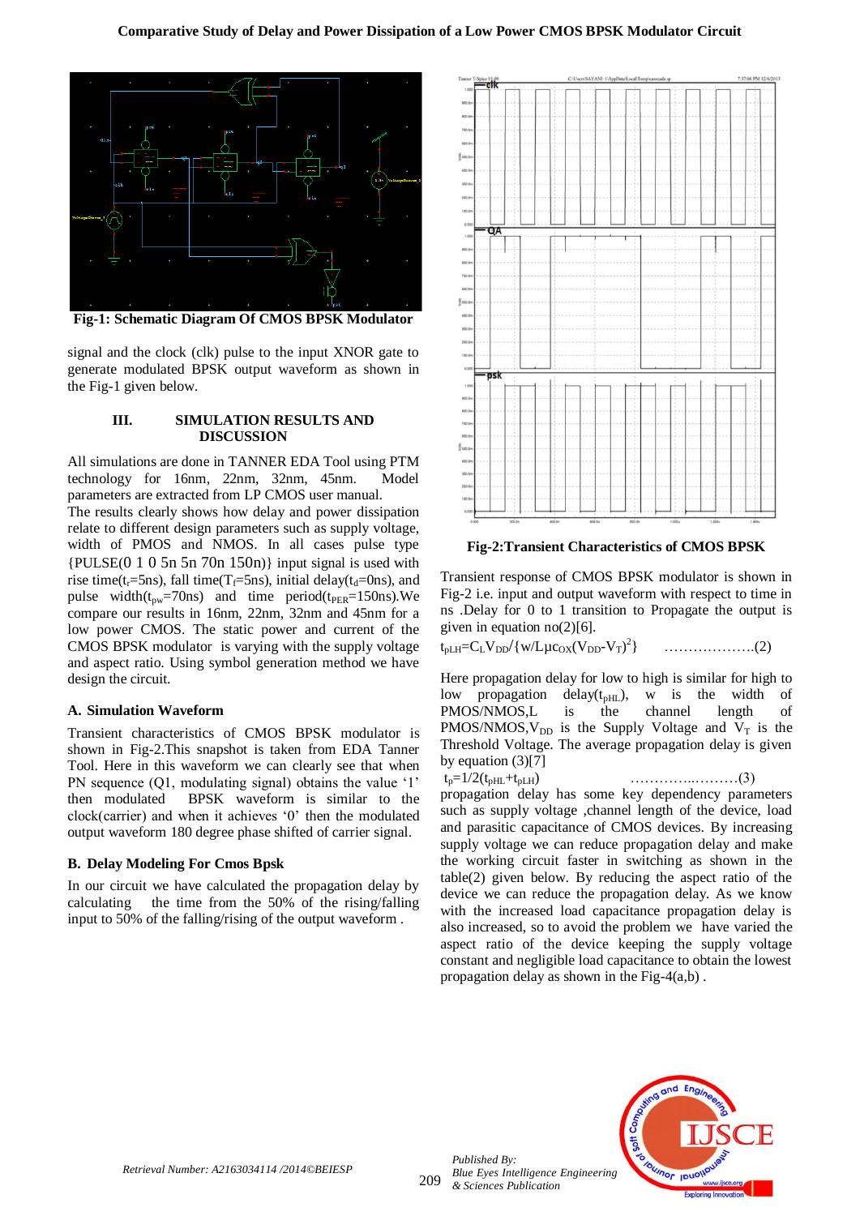Fig-1: Schematic Diagram Of CMOS BPSK Modulator

signal and the clock (clk) pulse to the input XNOR gate to generate modulated BPSK output waveform as shown in the Fig-1 given below.

## III. SIMULATION RESULTS AND DISCUSSION

All simulations are done in TANNER EDA Tool using PTM technology for 16nm, 22nm, 32nm, 45nm. Model parameters are extracted from LP CMOS user manual.

The results clearly shows how delay and power dissipation relate to different design parameters such as supply voltage, width of PMOS and NMOS. In all cases pulse type {PULSE(0 1 0 5n 5n 70n 150n)} input signal is used with rise time($t_r$=5ns), fall time($T_f$=5ns), initial delay($t_d$=0ns), and pulse width($t_{pw}$=70ns) and time period($t_{PER}$=150ns).We compare our results in 16nm, 22nm, 32nm and 45nm for a low power CMOS. The static power and current of the CMOS BPSK modulator is varying with the supply voltage and aspect ratio. Using symbol generation method we have design the circuit.

### A. Simulation Waveform

Transient characteristics of CMOS BPSK modulator is shown in Fig-2.This snapshot is taken from EDA Tanner Tool. Here in this waveform we can clearly see that when PN sequence (Q1, modulating signal) obtains the value '1' then modulated BPSK waveform is similar to the clock(carrier) and when it achieves '0' then the modulated output waveform 180 degree phase shifted of carrier signal.

### B. Delay Modeling For Cmos Bpsk

In our circuit we have calculated the propagation delay by calculating the time from the 50% of the rising/falling input to 50% of the falling/rising of the output waveform .

Fig-2:Transient Characteristics of CMOS BPSK

Transient response of CMOS BPSK modulator is shown in Fig-2 i.e. input and output waveform with respect to time in ns .Delay for 0 to 1 transition to Propagate the output is given in equation no(2)[6].

$$t_{pLH}=C_L V_{DD}/\{w/L\mu c_{OX}(V_{DD}-V_T)^2\} \quad \text{..................(2)}$$

Here propagation delay for low to high is similar for high to low propagation delay($t_{pHL}$), w is the width of PMOS/NMOS,L is the channel length of PMOS/NMOS,$V_{DD}$ is the Supply Voltage and $V_T$ is the Threshold Voltage. The average propagation delay is given by equation (3)[7]

$$t_p=1/2(t_{pHL}+t_{pLH}) \quad \text{..................(3)}$$

propagation delay has some key dependency parameters such as supply voltage ,channel length of the device, load and parasitic capacitance of CMOS devices. By increasing supply voltage we can reduce propagation delay and make the working circuit faster in switching as shown in the table(2) given below. By reducing the aspect ratio of the device we can reduce the propagation delay. As we know with the increased load capacitance propagation delay is also increased, so to avoid the problem we have varied the aspect ratio of the device keeping the supply voltage constant and negligible load capacitance to obtain the lowest propagation delay as shown in the Fig-4(a,b) .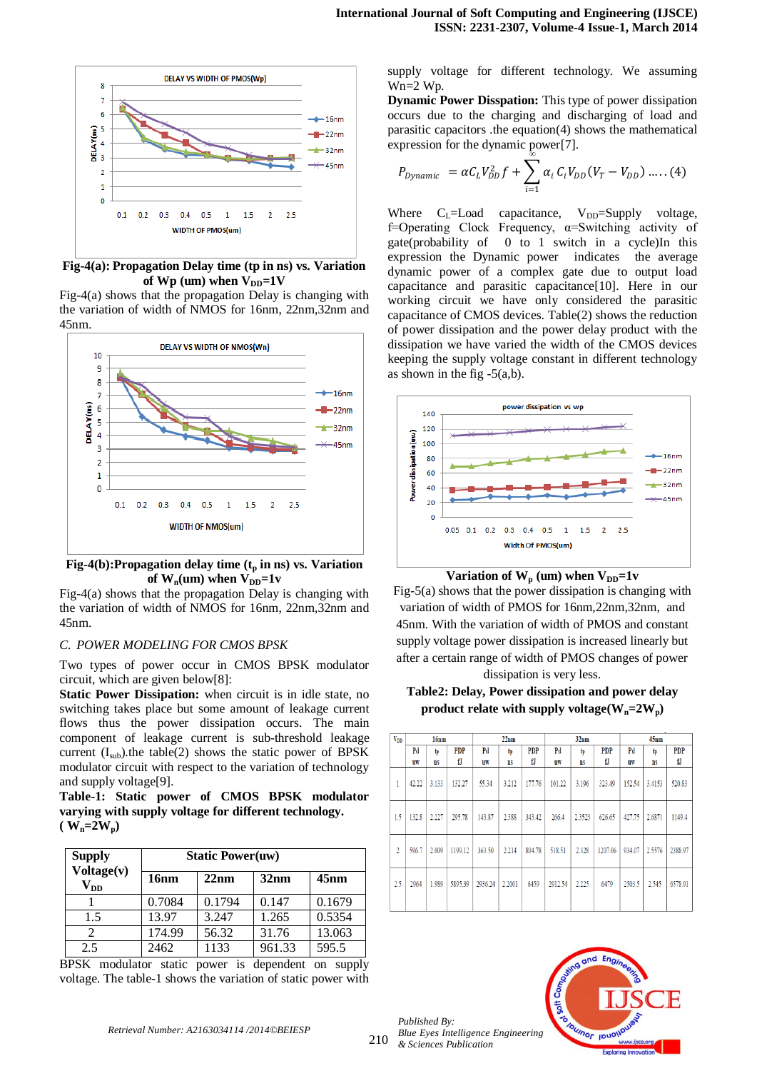**Fig-4(a): Propagation Delay time (tp in ns) vs. Variation of Wp (um) when $V_{DD}$=1V**

Fig-4(a) shows that the propagation Delay is changing with the variation of width of NMOS for 16nm, 22nm,32nm and 45nm.

**Fig-4(b):Propagation delay time ($t_p$ in ns) vs. Variation of $W_n$(um) when $V_{DD}$=1v**

Fig-4(a) shows that the propagation Delay is changing with the variation of width of NMOS for 16nm, 22nm,32nm and 45nm.

*C. POWER MODELING FOR CMOS BPSK*

Two types of power occur in CMOS BPSK modulator circuit, which are given below[8]:

**Static Power Dissipation:** when circuit is in idle state, no switching takes place but some amount of leakage current flows thus the power dissipation occurs. The main component of leakage current is sub-threshold leakage current ($I_{sub}$).the table(2) shows the static power of BPSK modulator circuit with respect to the variation of technology and supply voltage[9].

**Table-1: Static power of CMOS BPSK modulator varying with supply voltage for different technology. ( $W_n$=2$W_p$)**

| Supply Voltage(v) $V_{DD}$ | Static Power(uw) | | | |
|---|---|---|---|---|
| | 16nm | 22nm | 32nm | 45nm |
| 1 | 0.7084 | 0.1794 | 0.147 | 0.1679 |
| 1.5 | 13.97 | 3.247 | 1.265 | 0.5354 |
| 2 | 174.99 | 56.32 | 31.76 | 13.063 |
| 2.5 | 2462 | 1133 | 961.33 | 595.5 |

BPSK modulator static power is dependent on supply voltage. The table-1 shows the variation of static power with supply voltage for different technology. We assuming Wn=2 Wp.

**Dynamic Power Disspation:** This type of power dissipation occurs due to the charging and discharging of load and parasitic capacitors .the equation(4) shows the mathematical expression for the dynamic power[7].

$$P_{Dynamic} = \alpha C_L V_{DD}^2 f + \sum_{i=1}^{\infty} \alpha_i C_i V_{DD}(V_T - V_{DD}) \;.....(4)$$

Where $C_L$=Load capacitance, $V_{DD}$=Supply voltage, f=Operating Clock Frequency, α=Switching activity of gate(probability of 0 to 1 switch in a cycle)In this expression the Dynamic power indicates the average dynamic power of a complex gate due to output load capacitance and parasitic capacitance[10]. Here in our working circuit we have only considered the parasitic capacitance of CMOS devices. Table(2) shows the reduction of power dissipation and the power delay product with the dissipation we have varied the width of the CMOS devices keeping the supply voltage constant in different technology as shown in the fig -5(a,b).

**Variation of $W_p$ (um) when $V_{DD}$=1v**

Fig-5(a) shows that the power dissipation is changing with variation of width of PMOS for 16nm,22nm,32nm, and 45nm. With the variation of width of PMOS and constant supply voltage power dissipation is increased linearly but after a certain range of width of PMOS changes of power dissipation is very less.

**Table2: Delay, Power dissipation and power delay product relate with supply voltage($W_n$=2$W_p$)**

| $V_{DD}$ | 16nm | | | 22nm | | | 32nm | | | 45nm | | |
|---|---|---|---|---|---|---|---|---|---|---|---|---|
| | Pd uw | tp ns | PDP fJ | Pd uw | tp ns | PDP fJ | Pd uw | tp ns | PDP fJ | Pd uw | tp ns | PDP fJ |
| 1 | 42.22 | 3.133 | 132.27 | 55.34 | 3.212 | 177.76 | 101.22 | 3.196 | 323.49 | 152.54 | 3.4153 | 520.83 |
| 1.5 | 132.8 | 2.227 | 295.78 | 143.87 | 2.388 | 343.42 | 266.4 | 2.3523 | 626.65 | 427.75 | 2.6871 | 1149.4 |
| 2 | 596.7 | 2.009 | 1199.12 | 363.50 | 2.214 | 804.78 | 518.51 | 2.328 | 1207.06 | 934.07 | 2.5576 | 2388.97 |
| 2.5 | 2064 | 1.989 | 5895.39 | 2936.24 | 2.2001 | 6459 | 2912.54 | 2.225 | 6479 | 2503.5 | 2.545 | 6578.91 |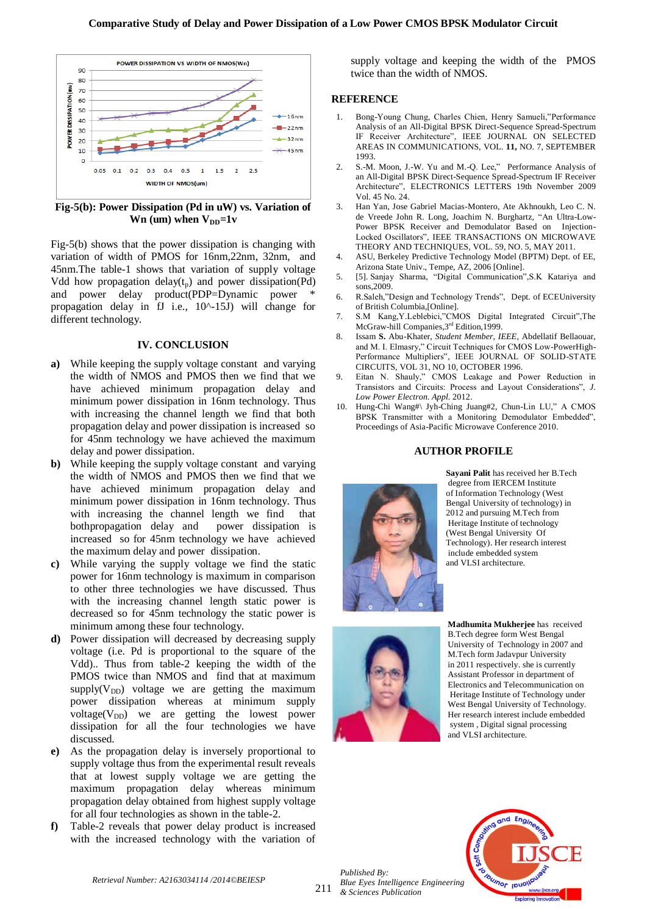POWER DISSIPATION VS WIDTH OF NMOS(Wn)

POWER DISSIPATION (uw)

90
80
70
60
50
40
30
20
10
0

0.05 0.1 0.2 0.3 0.4 0.5 1 1.5 2 2.5

WIDTH OF NMOS(um)

16nm
22nm
32nm
45nm

**Fig-5(b): Power Dissipation (Pd in uW) vs. Variation of Wn (um) when $V_{DD}$=1v**

Fig-5(b) shows that the power dissipation is changing with variation of width of PMOS for 16nm,22nm, 32nm, and 45nm.The table-1 shows that variation of supply voltage Vdd how propagation delay($t_p$) and power dissipation(Pd) and power delay product(PDP=Dynamic power * propagation delay in fJ i.e., 10^-15J) will change for different technology.

## IV. CONCLUSION

a) While keeping the supply voltage constant and varying the width of NMOS and PMOS then we find that we have achieved minimum propagation delay and minimum power dissipation in 16nm technology. Thus with increasing the channel length we find that both propagation delay and power dissipation is increased so for 45nm technology we have achieved the maximum delay and power dissipation.

b) While keeping the supply voltage constant and varying the width of NMOS and PMOS then we find that we have achieved minimum propagation delay and minimum power dissipation in 16nm technology. Thus with increasing the channel length we find that bothpropagation delay and power dissipation is increased so for 45nm technology we have achieved the maximum delay and power dissipation.

c) While varying the supply voltage we find the static power for 16nm technology is maximum in comparison to other three technologies we have discussed. Thus with the increasing channel length static power is decreased so for 45nm technology the static power is minimum among these four technology.

d) Power dissipation will decreased by decreasing supply voltage (i.e. Pd is proportional to the square of the Vdd).. Thus from table-2 keeping the width of the PMOS twice than NMOS and find that at maximum supply($V_{DD}$) voltage we are getting the maximum power dissipation whereas at minimum supply voltage($V_{DD}$) we are getting the lowest power dissipation for all the four technologies we have discussed.

e) As the propagation delay is inversely proportional to supply voltage thus from the experimental result reveals that at lowest supply voltage we are getting the maximum propagation delay whereas minimum propagation delay obtained from highest supply voltage for all four technologies as shown in the table-2.

f) Table-2 reveals that power delay product is increased with the increased technology with the variation of supply voltage and keeping the width of the PMOS twice than the width of NMOS.

## REFERENCE

1. Bong-Young Chung, Charles Chien, Henry Samueli,"Performance Analysis of an All-Digital BPSK Direct-Sequence Spread-Spectrum IF Receiver Architecture", IEEE JOURNAL ON SELECTED AREAS IN COMMUNICATIONS, VOL. **11,** NO. 7, SEPTEMBER 1993.
2. S.-M. Moon, J.-W. Yu and M.-Q. Lee," Performance Analysis of an All-Digital BPSK Direct-Sequence Spread-Spectrum IF Receiver Architecture", ELECTRONICS LETTERS 19th November 2009 Vol. 45 No. 24.
3. Han Yan, Jose Gabriel Macias-Montero, Ate Akhnoukh, Leo C. N. de Vreede John R. Long, Joachim N. Burghartz, "An Ultra-Low-Power BPSK Receiver and Demodulator Based on Injection-Locked Oscillators", IEEE TRANSACTIONS ON MICROWAVE THEORY AND TECHNIQUES, VOL. 59, NO. 5, MAY 2011.
4. ASU, Berkeley Predictive Technology Model (BPTM) Dept. of EE, Arizona State Univ., Tempe, AZ, 2006 [Online].
5. [5]. Sanjay Sharma, "Digital Communication",S.K Katariya and sons,2009.
6. R.Saleh,"Design and Technology Trends", Dept. of ECEUniversity of British Columbia,[Online].
7. S.M Kang,Y.Leblebici,"CMOS Digital Integrated Circuit",The McGraw-hill Companies,3rd Edition,1999.
8. Issam **S.** Abu-Khater, *Student Member*, *IEEE*, Abdellatif Bellaouar, and M. I. Elmasry," Circuit Techniques for CMOS Low-PowerHigh-Performance Multipliers", IEEE JOURNAL OF SOLID-STATE CIRCUITS, VOL 31, NO 10, OCTOBER 1996.
9. Eitan N. Shauly," CMOS Leakage and Power Reduction in Transistors and Circuits: Process and Layout Considerations", *J. Low Power Electron. Appl.* 2012.
10. Hung-Chi Wang#\ Jyh-Ching Juang#2, Chun-Lin LU," A CMOS BPSK Transmitter with a Monitoring Demodulator Embedded", Proceedings of Asia-Pacific Microwave Conference 2010.

## AUTHOR PROFILE

**Sayani Palit** has received her B.Tech degree from IERCEM Institute of Information Technology (West Bengal University of technology) in 2012 and pursuing M.Tech from Heritage Institute of technology (West Bengal University Of Technology). Her research interest include embedded system and VLSI architecture.

**Madhumita Mukherjee** has received B.Tech degree form West Bengal University of Technology in 2007 and M.Tech form Jadavpur University in 2011 respectively. she is currently Assistant Professor in department of Electronics and Telecommunication on Heritage Institute of Technology under West Bengal University of Technology. Her research interest include embedded system , Digital signal processing and VLSI architecture.